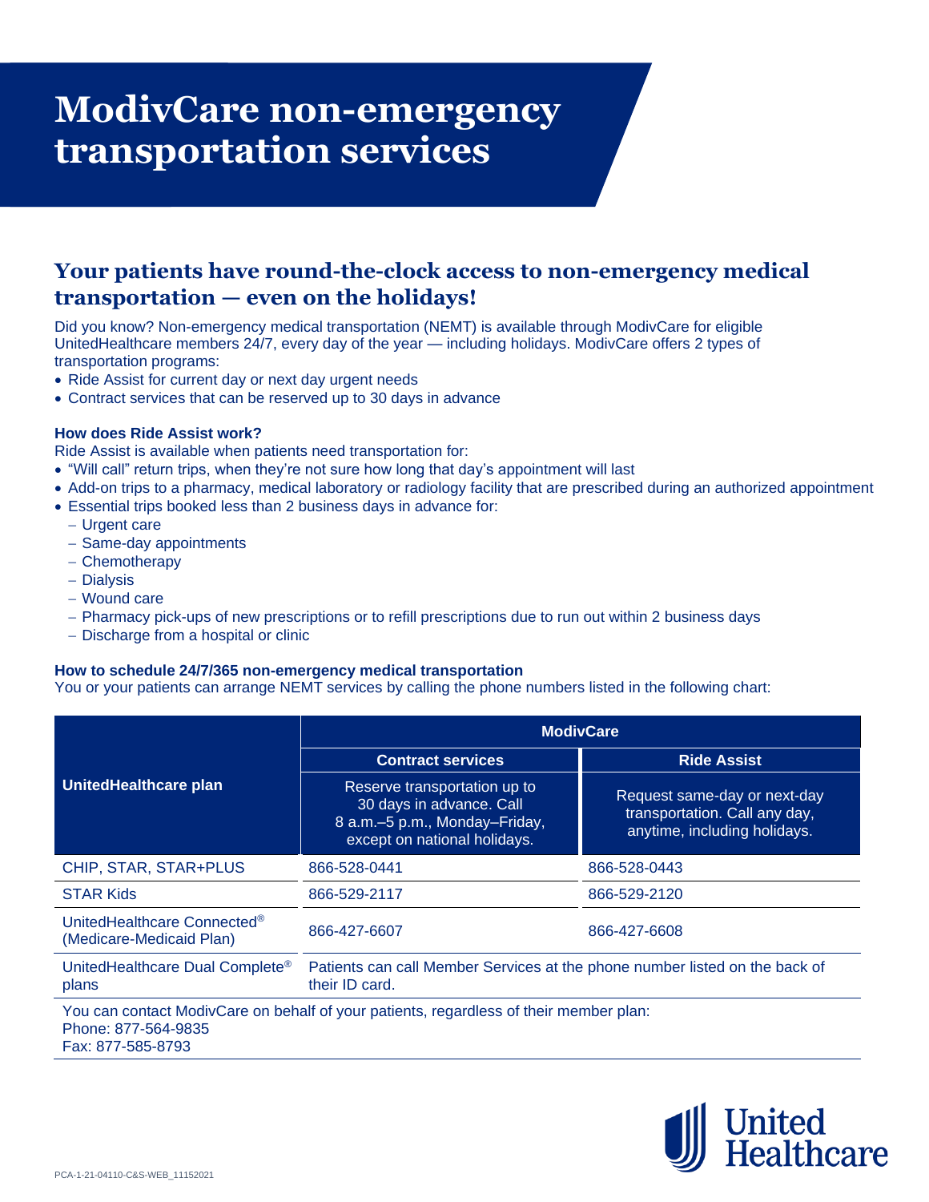# ModivCare non-emergency transportation services

## Your patients have round-the-clock access to non-emergency medical transportation — even on the holidays!

Did you know? Non-emergency medical transportation (NEMT) is available through ModivCare for eligible UnitedHealthcare members 24/7, every day of the year — including holidays. ModivCare offers 2 types of transportation programs:

- Ride Assist for current day or next day urgent needs
- Contract services that can be reserved up to 30 days in advance

### How does Ride Assist work?

Ride Assist is available when patients need transportation for:

- "Will call" return trips, when they're not sure how long that day's appointment will last
- Add-on trips to a pharmacy, medical laboratory or radiology facility that are prescribed during an authorized appointment
- Essential trips booked less than 2 business days in advance for:
  - Urgent care
  - Same-day appointments
  - Chemotherapy
  - Dialysis
  - Wound care
  - Pharmacy pick-ups of new prescriptions or to refill prescriptions due to run out within 2 business days
  - Discharge from a hospital or clinic

### How to schedule 24/7/365 non-emergency medical transportation

You or your patients can arrange NEMT services by calling the phone numbers listed in the following chart:

| UnitedHealthcare plan | ModivCare | |
|---|---|---|
| | **Contract services** | **Ride Assist** |
| | Reserve transportation up to 30 days in advance. Call 8 a.m.–5 p.m., Monday–Friday, except on national holidays. | Request same-day or next-day transportation. Call any day, anytime, including holidays. |
| CHIP, STAR, STAR+PLUS | 866-528-0441 | 866-528-0443 |
| STAR Kids | 866-529-2117 | 866-529-2120 |
| UnitedHealthcare Connected® (Medicare-Medicaid Plan) | 866-427-6607 | 866-427-6608 |
| UnitedHealthcare Dual Complete® plans | Patients can call Member Services at the phone number listed on the back of their ID card. | |

You can contact ModivCare on behalf of your patients, regardless of their member plan:
Phone: 877-564-9835
Fax: 877-585-8793

United Healthcare

PCA-1-21-04110-C&S-WEB_11152021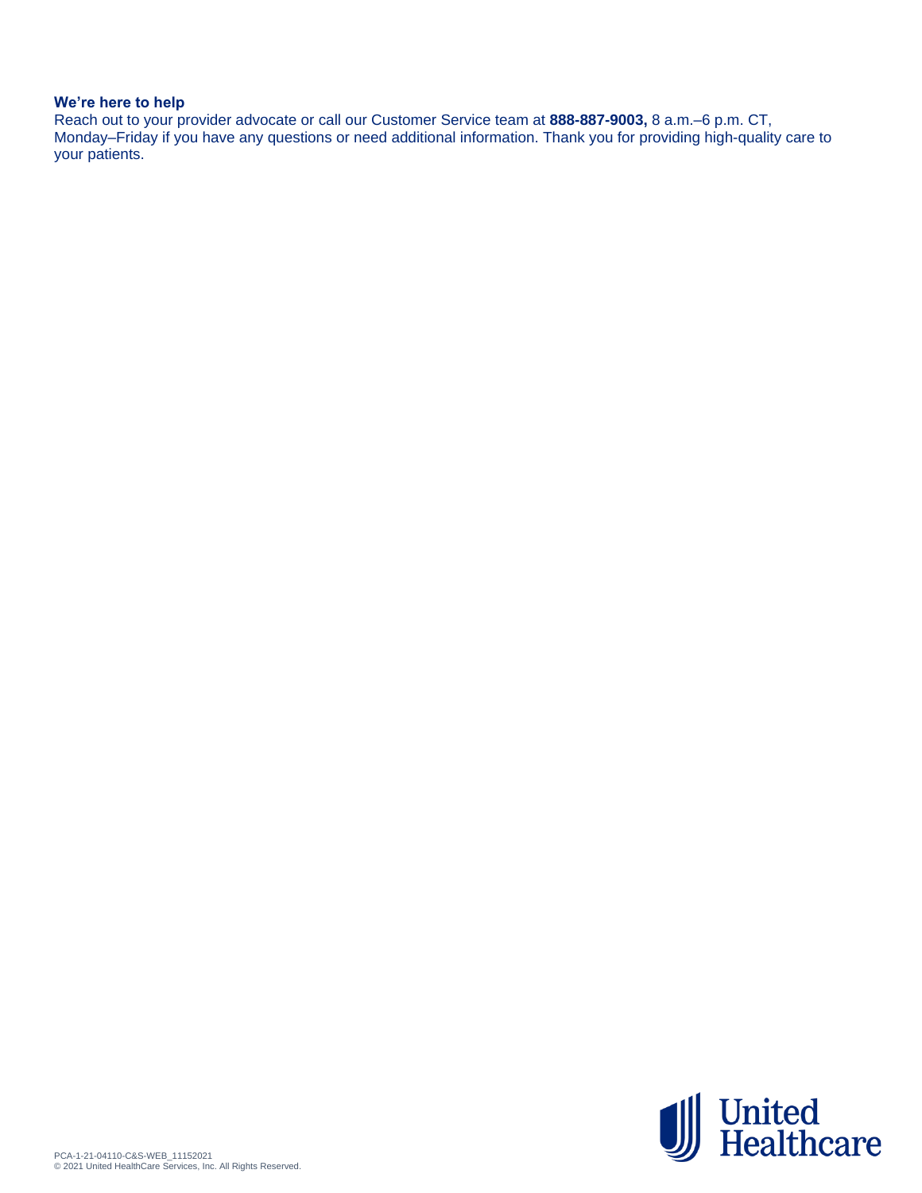### We're here to help

Reach out to your provider advocate or call our Customer Service team at **888-887-9003,** 8 a.m.–6 p.m. CT, Monday–Friday if you have any questions or need additional information. Thank you for providing high-quality care to your patients.

PCA-1-21-04110-C&S-WEB_11152021
© 2021 United HealthCare Services, Inc. All Rights Reserved.